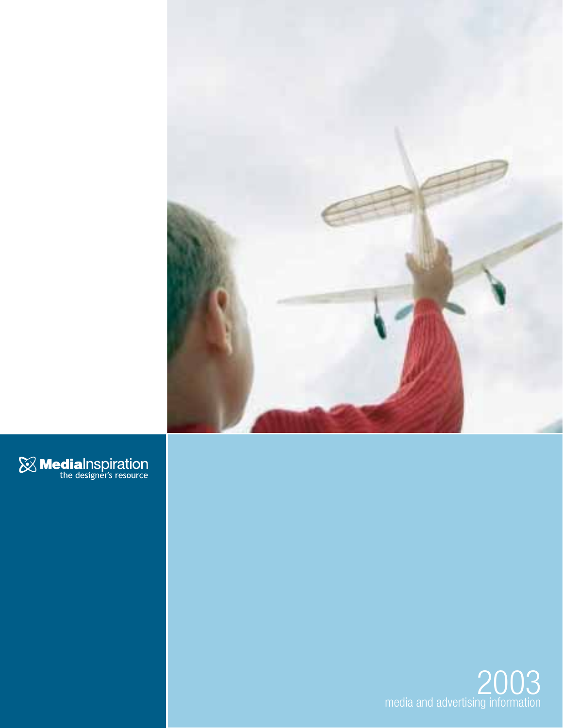**MediaInspiration**
the designer's resource

# 2003
media and advertising information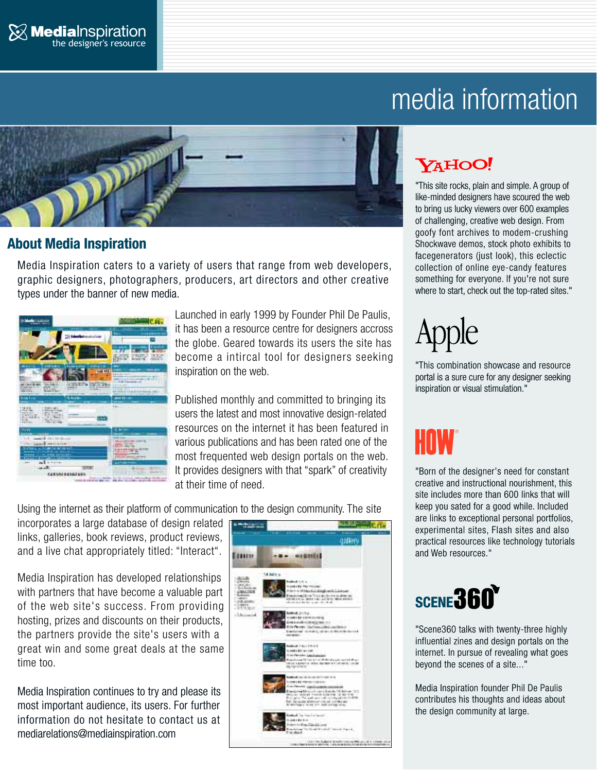**MediaInspiration**
the designer's resource

# media information

## About Media Inspiration

Media Inspiration caters to a variety of users that range from web developers, graphic designers, photographers, producers, art directors and other creative types under the banner of new media.

Launched in early 1999 by Founder Phil De Paulis, it has been a resource centre for designers accross the globe. Geared towards its users the site has become a intircal tool for designers seeking inspiration on the web.

Published monthly and committed to bringing its users the latest and most innovative design-related resources on the internet it has been featured in various publications and has been rated one of the most frequented web design portals on the web. It provides designers with that “spark” of creativity at their time of need.

Using the internet as their platform of communication to the design community. The site incorporates a large database of design related links, galleries, book reviews, product reviews, and a live chat appropriately titled: “Interact“.

Media Inspiration has developed relationships with partners that have become a valuable part of the web site's success. From providing hosting, prizes and discounts on their products, the partners provide the site's users with a great win and some great deals at the same time too.

Media Inspiration continues to try and please its most important audience, its users. For further information do not hesitate to contact us at mediarelations@mediainspiration.com

**YAHOO!**

"This site rocks, plain and simple. A group of like-minded designers have scoured the web to bring us lucky viewers over 600 examples of challenging, creative web design. From goofy font archives to modem-crushing Shockwave demos, stock photo exhibits to facegenerators (just look), this eclectic collection of online eye-candy features something for everyone. If you're not sure where to start, check out the top-rated sites."

**Apple**

"This combination showcase and resource portal is a sure cure for any designer seeking inspiration or visual stimulation."

**HOW**

"Born of the designer's need for constant creative and instructional nourishment, this site includes more than 600 links that will keep you sated for a good while. Included are links to exceptional personal portfolios, experimental sites, Flash sites and also practical resources like technology tutorials and Web resources."

**SCENE360**

"Scene360 talks with twenty-three highly influential zines and design portals on the internet. In pursue of revealing what goes beyond the scenes of a site..."

Media Inspiration founder Phil De Paulis contributes his thoughts and ideas about the design community at large.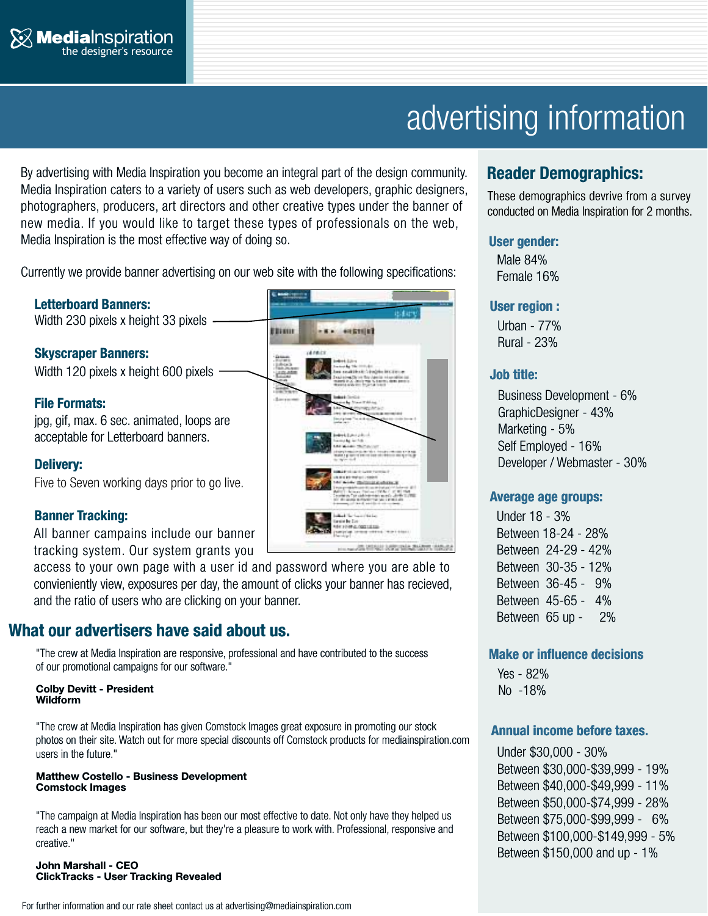**Media**Inspiration
the designer's resource

# advertising information

By advertising with Media Inspiration you become an integral part of the design community. Media Inspiration caters to a variety of users such as web developers, graphic designers, photographers, producers, art directors and other creative types under the banner of new media. If you would like to target these types of professionals on the web, Media Inspiration is the most effective way of doing so.

Currently we provide banner advertising on our web site with the following specifications:

### Letterboard Banners:
Width 230 pixels x height 33 pixels

### Skyscraper Banners:
Width 120 pixels x height 600 pixels

### File Formats:
jpg, gif, max. 6 sec. animated, loops are acceptable for Letterboard banners.

### Delivery:
Five to Seven working days prior to go live.

### Banner Tracking:
All banner campaigns include our banner tracking system. Our system grants you access to your own page with a user id and password where you are able to convieniently view, exposures per day, the amount of clicks your banner has recieved, and the ratio of users who are clicking on your banner.

## What our advertisers have said about us.

"The crew at Media Inspiration are responsive, professional and have contributed to the success of our promotional campaigns for our software."

**Colby Devitt - President**
**Wildform**

"The crew at Media Inspiration has given Comstock Images great exposure in promoting our stock photos on their site. Watch out for more special discounts off Comstock products for mediainspiration.com users in the future."

**Matthew Costello - Business Development**
**Comstock Images**

"The campaign at Media Inspiration has been our most effective to date. Not only have they helped us reach a new market for our software, but they're a pleasure to work with. Professional, responsive and creative."

**John Marshall - CEO**
**ClickTracks - User Tracking Revealed**

For further information and our rate sheet contact us at advertising@mediainspiration.com

## Reader Demographics:

These demographics devrive from a survey conducted on Media Inspiration for 2 months.

### User gender:
Male 84%
Female 16%

### User region :
Urban - 77%
Rural - 23%

### Job title:
Business Development - 6%
GraphicDesigner - 43%
Marketing - 5%
Self Employed - 16%
Developer / Webmaster - 30%

### Average age groups:
Under 18 - 3%
Between 18-24 - 28%
Between 24-29 - 42%
Between 30-35 - 12%
Between 36-45 - 9%
Between 45-65 - 4%
Between 65 up - 2%

### Make or influence decisions
Yes - 82%
No -18%

### Annual income before taxes.
Under $30,000 - 30%
Between $30,000-$39,999 - 19%
Between $40,000-$49,999 - 11%
Between $50,000-$74,999 - 28%
Between $75,000-$99,999 - 6%
Between $100,000-$149,999 - 5%
Between $150,000 and up - 1%